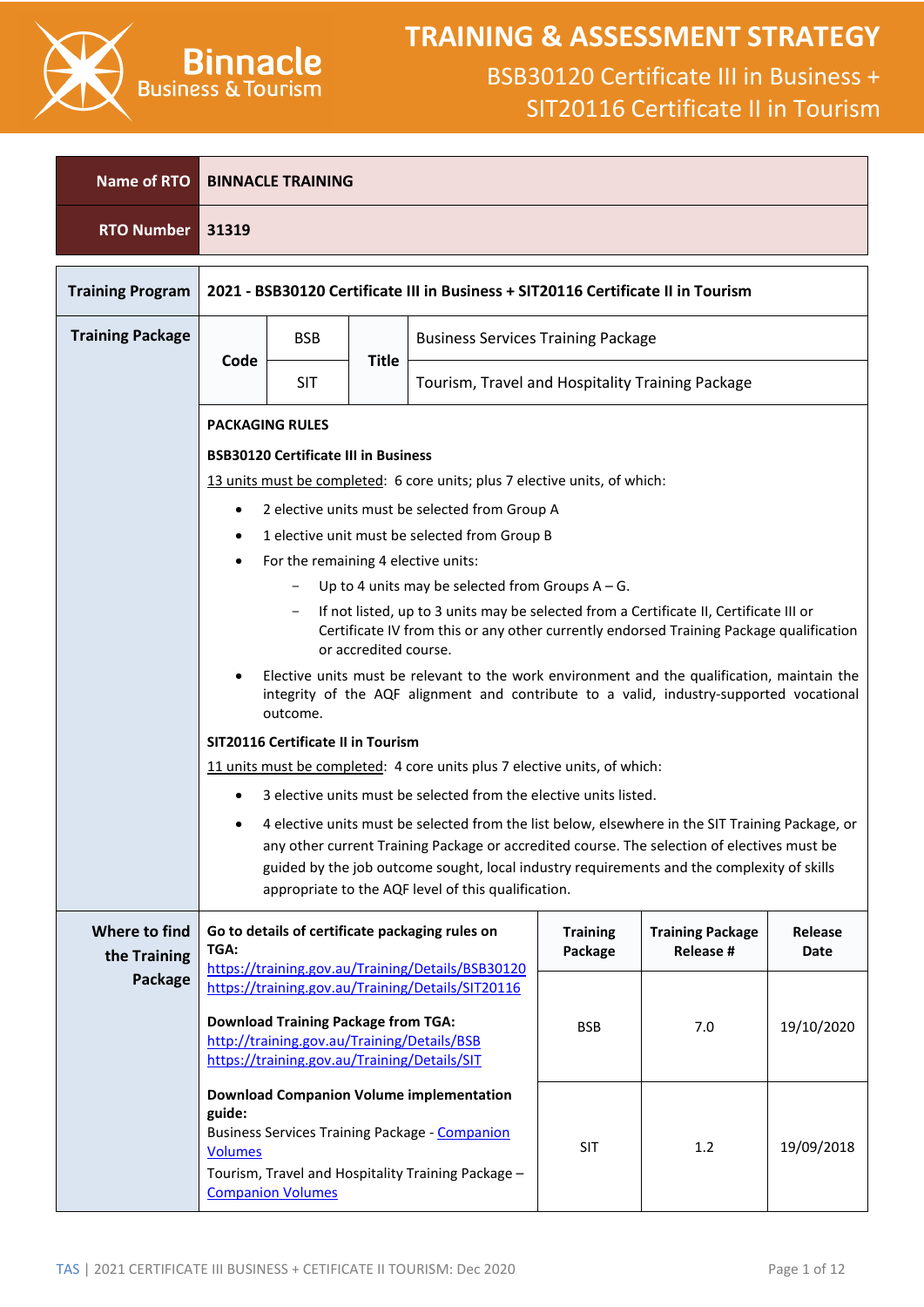# TRAINING & ASSESSMENT STRATEGY

## BSB30120 Certificate III in Business + SIT20116 Certificate II in Tourism

Binnacle Business & Tourism

| Name of RTO | BINNACLE TRAINING |
|---|---|
| RTO Number | 31319 |

| Training Program | 2021 - BSB30120 Certificate III in Business + SIT20116 Certificate II in Tourism |
|---|---|

**Training Package**

| Code | | Title | |
|---|---|---|---|
| Code | BSB | Title | Business Services Training Package |
| | SIT | | Tourism, Travel and Hospitality Training Package |

**PACKAGING RULES**

**BSB30120 Certificate III in Business**

<u>13 units must be completed</u>: 6 core units; plus 7 elective units, of which:

- 2 elective units must be selected from Group A
- 1 elective unit must be selected from Group B
- For the remaining 4 elective units:
  - Up to 4 units may be selected from Groups A – G.
  - If not listed, up to 3 units may be selected from a Certificate II, Certificate III or Certificate IV from this or any other currently endorsed Training Package qualification or accredited course.
- Elective units must be relevant to the work environment and the qualification, maintain the integrity of the AQF alignment and contribute to a valid, industry-supported vocational outcome.

**SIT20116 Certificate II in Tourism**

<u>11 units must be completed</u>: 4 core units plus 7 elective units, of which:

- 3 elective units must be selected from the elective units listed.
- 4 elective units must be selected from the list below, elsewhere in the SIT Training Package, or any other current Training Package or accredited course. The selection of electives must be guided by the job outcome sought, local industry requirements and the complexity of skills appropriate to the AQF level of this qualification.

**Where to find the Training Package**

| | Training Package | Training Package Release # | Release Date |
|---|---|---|---|
| **Go to details of certificate packaging rules on TGA:** https://training.gov.au/Training/Details/BSB30120 https://training.gov.au/Training/Details/SIT20116 <br><br> **Download Training Package from TGA:** http://training.gov.au/Training/Details/BSB https://training.gov.au/Training/Details/SIT | BSB | 7.0 | 19/10/2020 |
| **Download Companion Volume implementation guide:** Business Services Training Package - Companion Volumes <br> Tourism, Travel and Hospitality Training Package – Companion Volumes | SIT | 1.2 | 19/09/2018 |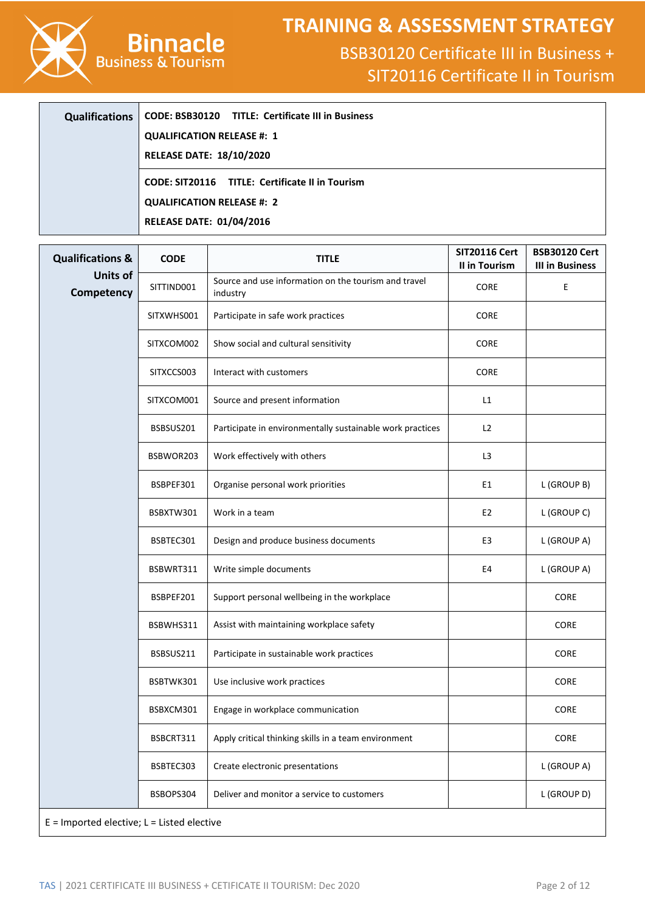| Qualifications | |
|---|---|
| | **CODE: BSB30120 TITLE: Certificate III in Business**<br>**QUALIFICATION RELEASE #: 1**<br>**RELEASE DATE: 18/10/2020** |
| | **CODE: SIT20116 TITLE: Certificate II in Tourism**<br>**QUALIFICATION RELEASE #: 2**<br>**RELEASE DATE: 01/04/2016** |

| Qualifications & Units of Competency | CODE | TITLE | SIT20116 Cert II in Tourism | BSB30120 Cert III in Business |
|---|---|---|---|---|
| | SITTIND001 | Source and use information on the tourism and travel industry | CORE | E |
| | SITXWHS001 | Participate in safe work practices | CORE | |
| | SITXCOM002 | Show social and cultural sensitivity | CORE | |
| | SITXCCS003 | Interact with customers | CORE | |
| | SITXCOM001 | Source and present information | L1 | |
| | BSBSUS201 | Participate in environmentally sustainable work practices | L2 | |
| | BSBWOR203 | Work effectively with others | L3 | |
| | BSBPEF301 | Organise personal work priorities | E1 | L (GROUP B) |
| | BSBXTW301 | Work in a team | E2 | L (GROUP C) |
| | BSBTEC301 | Design and produce business documents | E3 | L (GROUP A) |
| | BSBWRT311 | Write simple documents | E4 | L (GROUP A) |
| | BSBPEF201 | Support personal wellbeing in the workplace | | CORE |
| | BSBWHS311 | Assist with maintaining workplace safety | | CORE |
| | BSBSUS211 | Participate in sustainable work practices | | CORE |
| | BSBTWK301 | Use inclusive work practices | | CORE |
| | BSBXCM301 | Engage in workplace communication | | CORE |
| | BSBCRT311 | Apply critical thinking skills in a team environment | | CORE |
| | BSBTEC303 | Create electronic presentations | | L (GROUP A) |
| | BSBOPS304 | Deliver and monitor a service to customers | | L (GROUP D) |

E = Imported elective; L = Listed elective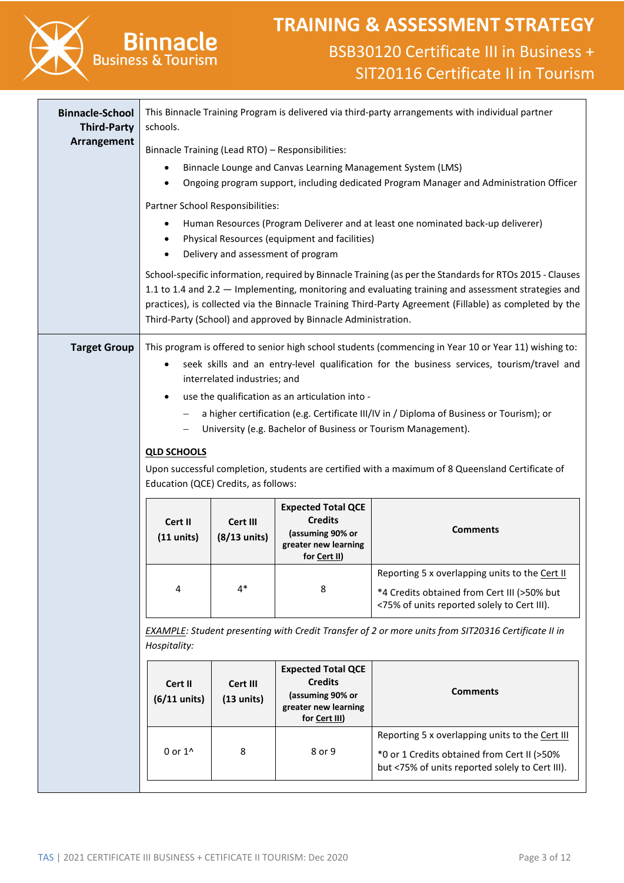# TRAINING & ASSESSMENT STRATEGY

## BSB30120 Certificate III in Business + SIT20116 Certificate II in Tourism

**Binnacle-School Third-Party Arrangement**

This Binnacle Training Program is delivered via third-party arrangements with individual partner schools.

Binnacle Training (Lead RTO) – Responsibilities:

- Binnacle Lounge and Canvas Learning Management System (LMS)
- Ongoing program support, including dedicated Program Manager and Administration Officer

Partner School Responsibilities:

- Human Resources (Program Deliverer and at least one nominated back-up deliverer)
- Physical Resources (equipment and facilities)
- Delivery and assessment of program

School-specific information, required by Binnacle Training (as per the Standards for RTOs 2015 - Clauses 1.1 to 1.4 and 2.2 — Implementing, monitoring and evaluating training and assessment strategies and practices), is collected via the Binnacle Training Third-Party Agreement (Fillable) as completed by the Third-Party (School) and approved by Binnacle Administration.

**Target Group**

This program is offered to senior high school students (commencing in Year 10 or Year 11) wishing to:

- seek skills and an entry-level qualification for the business services, tourism/travel and interrelated industries; and
- use the qualification as an articulation into -
  - a higher certification (e.g. Certificate III/IV in / Diploma of Business or Tourism); or
  - University (e.g. Bachelor of Business or Tourism Management).

**QLD SCHOOLS**

Upon successful completion, students are certified with a maximum of 8 Queensland Certificate of Education (QCE) Credits, as follows:

| Cert II (11 units) | Cert III (8/13 units) | Expected Total QCE Credits (assuming 90% or greater new learning for Cert II) | Comments |
|---|---|---|---|
| 4 | 4* | 8 | Reporting 5 x overlapping units to the Cert II<br>*4 Credits obtained from Cert III (>50% but <75% of units reported solely to Cert III). |

*EXAMPLE: Student presenting with Credit Transfer of 2 or more units from SIT20316 Certificate II in Hospitality:*

| Cert II (6/11 units) | Cert III (13 units) | Expected Total QCE Credits (assuming 90% or greater new learning for Cert III) | Comments |
|---|---|---|---|
| 0 or 1^ | 8 | 8 or 9 | Reporting 5 x overlapping units to the Cert III<br>*0 or 1 Credits obtained from Cert II (>50% but <75% of units reported solely to Cert III). |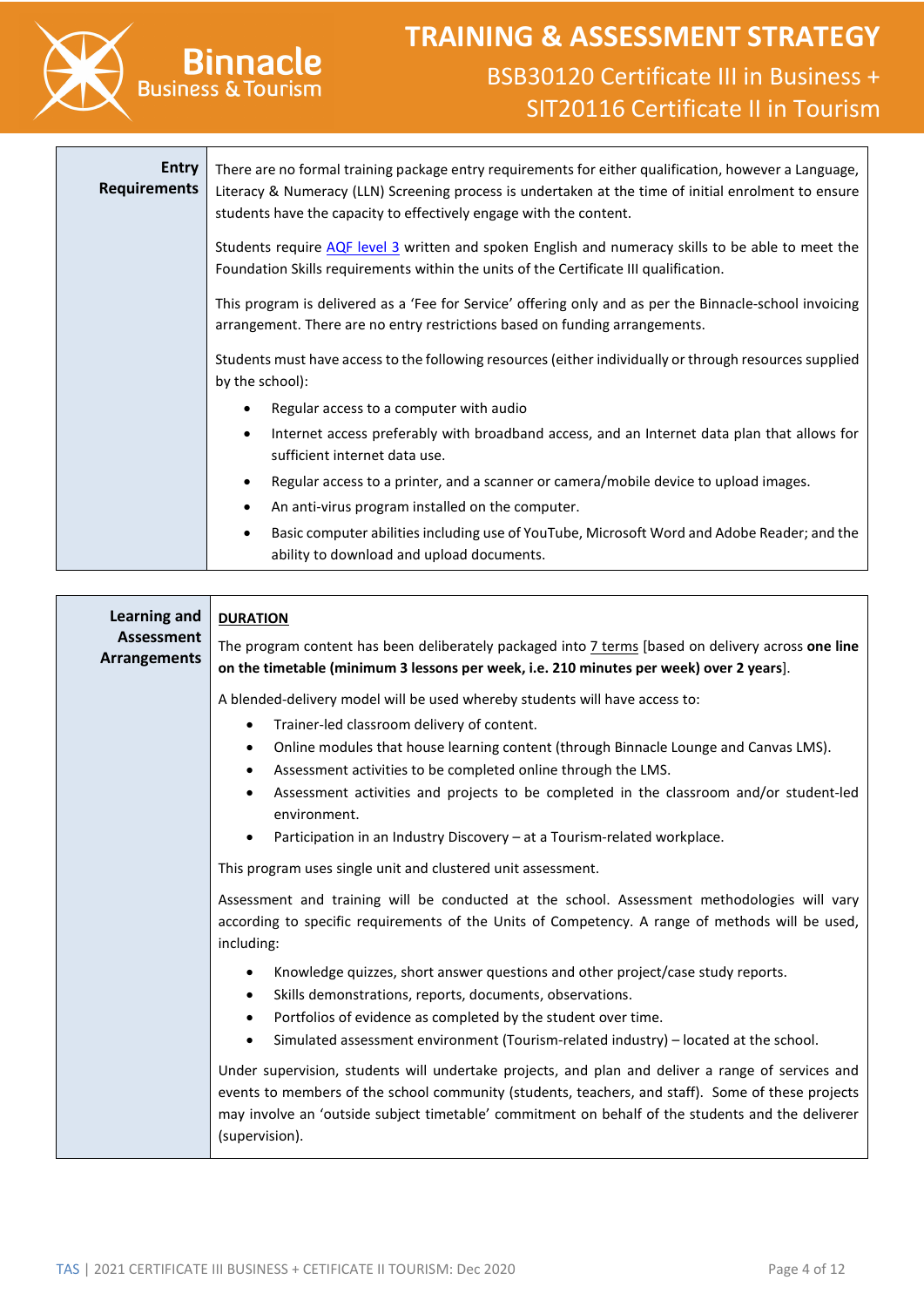| **Entry Requirements** | There are no formal training package entry requirements for either qualification, however a Language, Literacy & Numeracy (LLN) Screening process is undertaken at the time of initial enrolment to ensure students have the capacity to effectively engage with the content.<br><br>Students require [AQF level 3] written and spoken English and numeracy skills to be able to meet the Foundation Skills requirements within the units of the Certificate III qualification.<br><br>This program is delivered as a 'Fee for Service' offering only and as per the Binnacle-school invoicing arrangement. There are no entry restrictions based on funding arrangements.<br><br>Students must have access to the following resources (either individually or through resources supplied by the school):<br>• Regular access to a computer with audio<br>• Internet access preferably with broadband access, and an Internet data plan that allows for sufficient internet data use.<br>• Regular access to a printer, and a scanner or camera/mobile device to upload images.<br>• An anti-virus program installed on the computer.<br>• Basic computer abilities including use of YouTube, Microsoft Word and Adobe Reader; and the ability to download and upload documents. |
|---|---|

| **Learning and Assessment Arrangements** | **DURATION**<br><br>The program content has been deliberately packaged into 7 terms [based on delivery across **one line on the timetable (minimum 3 lessons per week, i.e. 210 minutes per week) over 2 years**].<br><br>A blended-delivery model will be used whereby students will have access to:<br>• Trainer-led classroom delivery of content.<br>• Online modules that house learning content (through Binnacle Lounge and Canvas LMS).<br>• Assessment activities to be completed online through the LMS.<br>• Assessment activities and projects to be completed in the classroom and/or student-led environment.<br>• Participation in an Industry Discovery – at a Tourism-related workplace.<br><br>This program uses single unit and clustered unit assessment.<br><br>Assessment and training will be conducted at the school. Assessment methodologies will vary according to specific requirements of the Units of Competency. A range of methods will be used, including:<br>• Knowledge quizzes, short answer questions and other project/case study reports.<br>• Skills demonstrations, reports, documents, observations.<br>• Portfolios of evidence as completed by the student over time.<br>• Simulated assessment environment (Tourism-related industry) – located at the school.<br><br>Under supervision, students will undertake projects, and plan and deliver a range of services and events to members of the school community (students, teachers, and staff). Some of these projects may involve an 'outside subject timetable' commitment on behalf of the students and the deliverer (supervision). |
|---|---|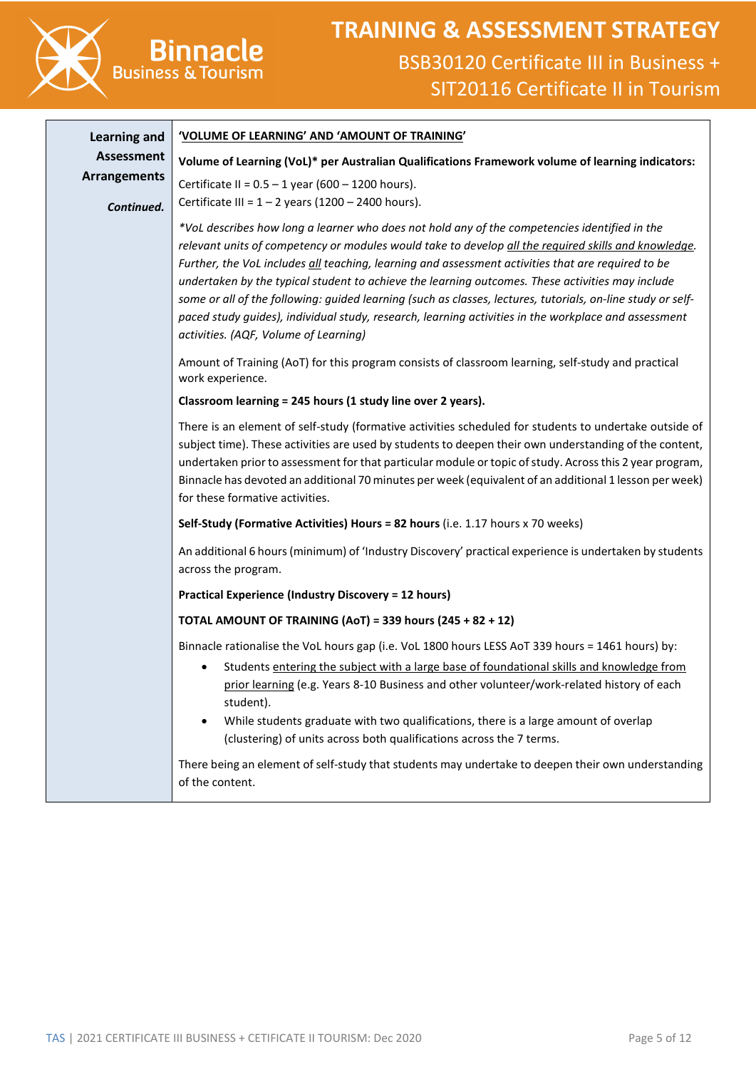| Learning and Assessment Arrangements *Continued.* | <u>**'VOLUME OF LEARNING' AND 'AMOUNT OF TRAINING'**</u><br><br>**Volume of Learning (VoL)\* per Australian Qualifications Framework volume of learning indicators:**<br><br>Certificate II = 0.5 – 1 year (600 – 1200 hours).<br>Certificate III = 1 – 2 years (1200 – 2400 hours).<br><br>*\*VoL describes how long a learner who does not hold any of the competencies identified in the relevant units of competency or modules would take to develop <u>all the required skills and knowledge</u>. Further, the VoL includes <u>all</u> teaching, learning and assessment activities that are required to be undertaken by the typical student to achieve the learning outcomes. These activities may include some or all of the following: guided learning (such as classes, lectures, tutorials, on-line study or self-paced study guides), individual study, research, learning activities in the workplace and assessment activities. (AQF, Volume of Learning)*<br><br>Amount of Training (AoT) for this program consists of classroom learning, self-study and practical work experience.<br><br>**Classroom learning = 245 hours (1 study line over 2 years).**<br><br>There is an element of self-study (formative activities scheduled for students to undertake outside of subject time). These activities are used by students to deepen their own understanding of the content, undertaken prior to assessment for that particular module or topic of study. Across this 2 year program, Binnacle has devoted an additional 70 minutes per week (equivalent of an additional 1 lesson per week) for these formative activities.<br><br>**Self-Study (Formative Activities) Hours = 82 hours** (i.e. 1.17 hours x 70 weeks)<br><br>An additional 6 hours (minimum) of 'Industry Discovery' practical experience is undertaken by students across the program.<br><br>**Practical Experience (Industry Discovery = 12 hours)**<br><br>**TOTAL AMOUNT OF TRAINING (AoT) = 339 hours (245 + 82 + 12)**<br><br>Binnacle rationalise the VoL hours gap (i.e. VoL 1800 hours LESS AoT 339 hours = 1461 hours) by:<br>• Students <u>entering the subject with a large base of foundational skills and knowledge from prior learning</u> (e.g. Years 8-10 Business and other volunteer/work-related history of each student).<br>• While students graduate with two qualifications, there is a large amount of overlap (clustering) of units across both qualifications across the 7 terms.<br><br>There being an element of self-study that students may undertake to deepen their own understanding of the content. |
|---|---|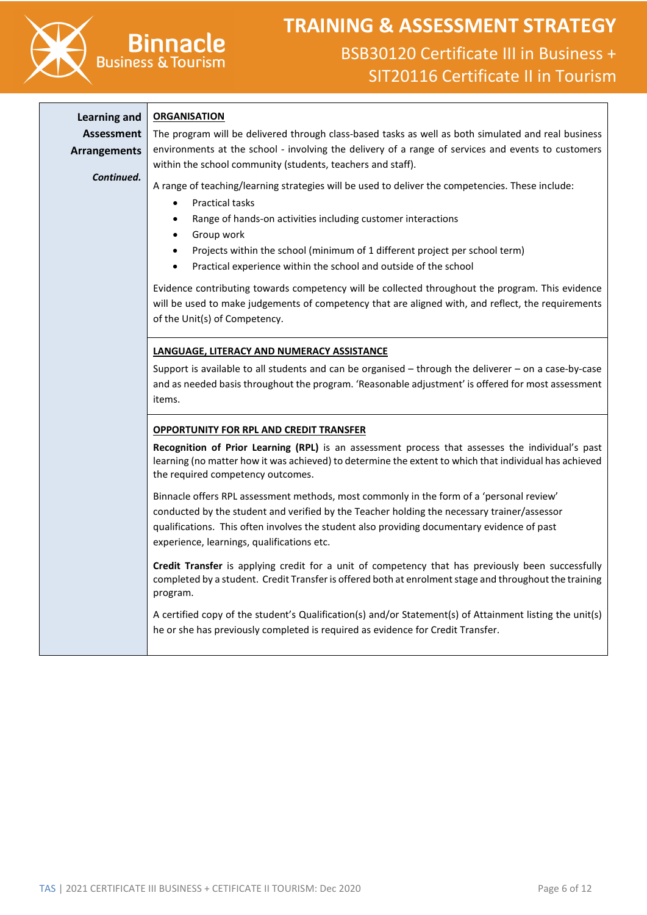| Learning and Assessment Arrangements *Continued.* | **ORGANISATION**<br>The program will be delivered through class-based tasks as well as both simulated and real business environments at the school - involving the delivery of a range of services and events to customers within the school community (students, teachers and staff).<br>A range of teaching/learning strategies will be used to deliver the competencies. These include:<br>• Practical tasks<br>• Range of hands-on activities including customer interactions<br>• Group work<br>• Projects within the school (minimum of 1 different project per school term)<br>• Practical experience within the school and outside of the school<br>Evidence contributing towards competency will be collected throughout the program. This evidence will be used to make judgements of competency that are aligned with, and reflect, the requirements of the Unit(s) of Competency. |
|---|---|
| | **LANGUAGE, LITERACY AND NUMERACY ASSISTANCE**<br>Support is available to all students and can be organised – through the deliverer – on a case-by-case and as needed basis throughout the program. 'Reasonable adjustment' is offered for most assessment items. |
| | **OPPORTUNITY FOR RPL AND CREDIT TRANSFER**<br>**Recognition of Prior Learning (RPL)** is an assessment process that assesses the individual's past learning (no matter how it was achieved) to determine the extent to which that individual has achieved the required competency outcomes.<br>Binnacle offers RPL assessment methods, most commonly in the form of a 'personal review' conducted by the student and verified by the Teacher holding the necessary trainer/assessor qualifications. This often involves the student also providing documentary evidence of past experience, learnings, qualifications etc.<br>**Credit Transfer** is applying credit for a unit of competency that has previously been successfully completed by a student. Credit Transfer is offered both at enrolment stage and throughout the training program.<br>A certified copy of the student's Qualification(s) and/or Statement(s) of Attainment listing the unit(s) he or she has previously completed is required as evidence for Credit Transfer. |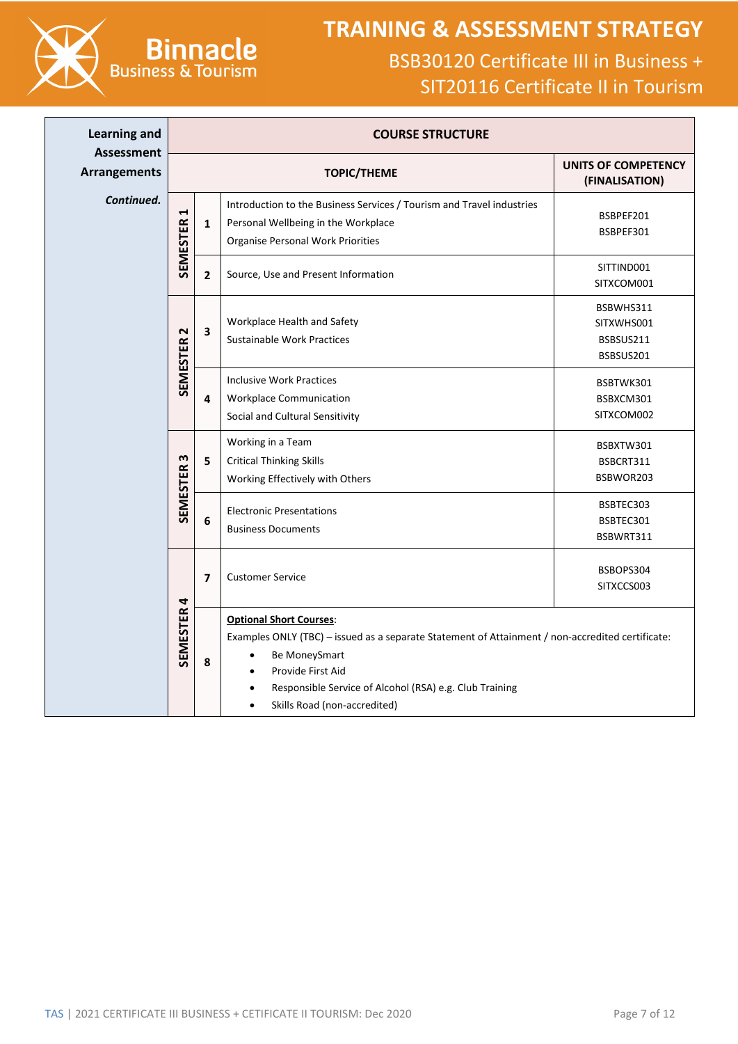| Learning and Assessment Arrangements | COURSE STRUCTURE | | | |
|---|---|---|---|---|
| | | | TOPIC/THEME | UNITS OF COMPETENCY (FINALISATION) |
| *Continued.* | SEMESTER 1 | 1 | Introduction to the Business Services / Tourism and Travel industries<br>Personal Wellbeing in the Workplace<br>Organise Personal Work Priorities | BSBPEF201<br>BSBPEF301 |
| | SEMESTER 1 | 2 | Source, Use and Present Information | SITTIND001<br>SITXCOM001 |
| | SEMESTER 2 | 3 | Workplace Health and Safety<br>Sustainable Work Practices | BSBWHS311<br>SITXWHS001<br>BSBSUS211<br>BSBSUS201 |
| | SEMESTER 2 | 4 | Inclusive Work Practices<br>Workplace Communication<br>Social and Cultural Sensitivity | BSBTWK301<br>BSBXCM301<br>SITXCOM002 |
| | SEMESTER 3 | 5 | Working in a Team<br>Critical Thinking Skills<br>Working Effectively with Others | BSBXTW301<br>BSBCRT311<br>BSBWOR203 |
| | SEMESTER 3 | 6 | Electronic Presentations<br>Business Documents | BSBTEC303<br>BSBTEC301<br>BSBWRT311 |
| | SEMESTER 4 | 7 | Customer Service | BSBOPS304<br>SITXCCS003 |
| | SEMESTER 4 | 8 | **Optional Short Courses**:<br>Examples ONLY (TBC) – issued as a separate Statement of Attainment / non-accredited certificate:<br>• Be MoneySmart<br>• Provide First Aid<br>• Responsible Service of Alcohol (RSA) e.g. Club Training<br>• Skills Road (non-accredited) | |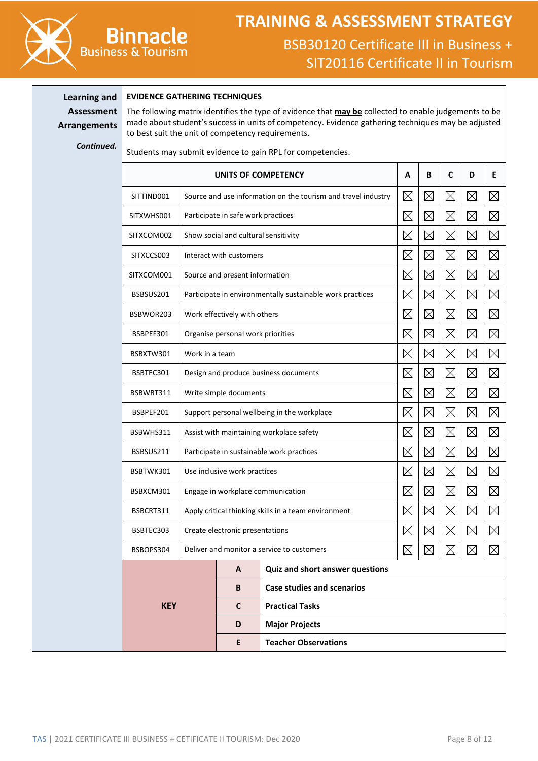**Learning and Assessment Arrangements**

***Continued.***

**EVIDENCE GATHERING TECHNIQUES**

The following matrix identifies the type of evidence that **may be** collected to enable judgements to be made about student's success in units of competency. Evidence gathering techniques may be adjusted to best suit the unit of competency requirements.

Students may submit evidence to gain RPL for competencies.

| UNITS OF COMPETENCY | | A | B | C | D | E |
|---|---|---|---|---|---|---|
| SITTIND001 | Source and use information on the tourism and travel industry | ☒ | ☒ | ☒ | ☒ | ☒ |
| SITXWHS001 | Participate in safe work practices | ☒ | ☒ | ☒ | ☒ | ☒ |
| SITXCOM002 | Show social and cultural sensitivity | ☒ | ☒ | ☒ | ☒ | ☒ |
| SITXCCS003 | Interact with customers | ☒ | ☒ | ☒ | ☒ | ☒ |
| SITXCOM001 | Source and present information | ☒ | ☒ | ☒ | ☒ | ☒ |
| BSBSUS201 | Participate in environmentally sustainable work practices | ☒ | ☒ | ☒ | ☒ | ☒ |
| BSBWOR203 | Work effectively with others | ☒ | ☒ | ☒ | ☒ | ☒ |
| BSBPEF301 | Organise personal work priorities | ☒ | ☒ | ☒ | ☒ | ☒ |
| BSBXTW301 | Work in a team | ☒ | ☒ | ☒ | ☒ | ☒ |
| BSBTEC301 | Design and produce business documents | ☒ | ☒ | ☒ | ☒ | ☒ |
| BSBWRT311 | Write simple documents | ☒ | ☒ | ☒ | ☒ | ☒ |
| BSBPEF201 | Support personal wellbeing in the workplace | ☒ | ☒ | ☒ | ☒ | ☒ |
| BSBWHS311 | Assist with maintaining workplace safety | ☒ | ☒ | ☒ | ☒ | ☒ |
| BSBSUS211 | Participate in sustainable work practices | ☒ | ☒ | ☒ | ☒ | ☒ |
| BSBTWK301 | Use inclusive work practices | ☒ | ☒ | ☒ | ☒ | ☒ |
| BSBXCM301 | Engage in workplace communication | ☒ | ☒ | ☒ | ☒ | ☒ |
| BSBCRT311 | Apply critical thinking skills in a team environment | ☒ | ☒ | ☒ | ☒ | ☒ |
| BSBTEC303 | Create electronic presentations | ☒ | ☒ | ☒ | ☒ | ☒ |
| BSBOPS304 | Deliver and monitor a service to customers | ☒ | ☒ | ☒ | ☒ | ☒ |

| KEY | | |
|---|---|---|
| | **A** | **Quiz and short answer questions** |
| | **B** | **Case studies and scenarios** |
| | **C** | **Practical Tasks** |
| | **D** | **Major Projects** |
| | **E** | **Teacher Observations** |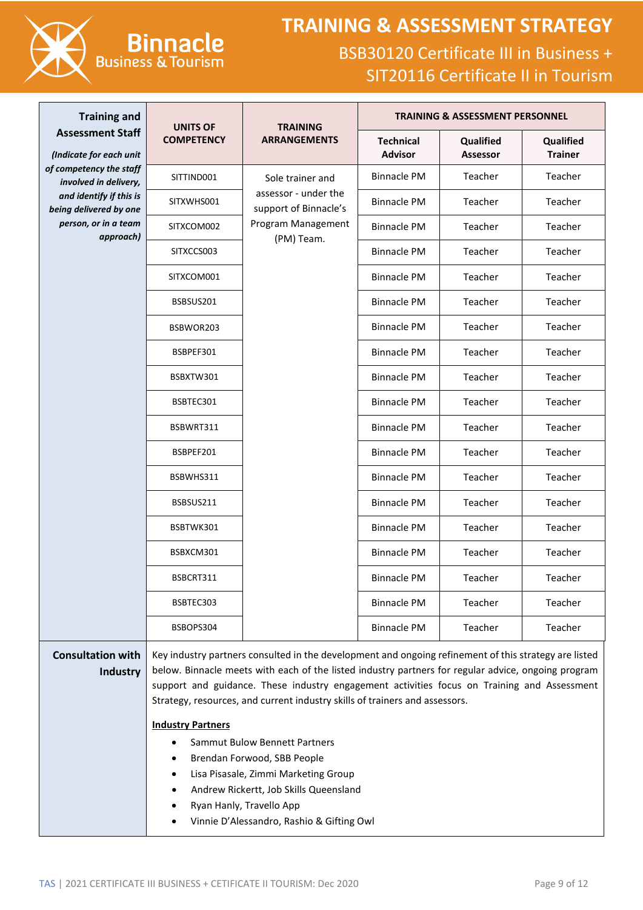| Training and Assessment Staff *(Indicate for each unit of competency the staff involved in delivery, and identify if this is being delivered by one person, or in a team approach)* | UNITS OF COMPETENCY | TRAINING ARRANGEMENTS | TRAINING & ASSESSMENT PERSONNEL | | |
|---|---|---|---|---|---|
| | | | Technical Advisor | Qualified Assessor | Qualified Trainer |
| | SITTIND001 | Sole trainer and assessor - under the support of Binnacle's Program Management (PM) Team. | Binnacle PM | Teacher | Teacher |
| | SITXWHS001 | | Binnacle PM | Teacher | Teacher |
| | SITXCOM002 | | Binnacle PM | Teacher | Teacher |
| | SITXCCS003 | | Binnacle PM | Teacher | Teacher |
| | SITXCOM001 | | Binnacle PM | Teacher | Teacher |
| | BSBSUS201 | | Binnacle PM | Teacher | Teacher |
| | BSBWOR203 | | Binnacle PM | Teacher | Teacher |
| | BSBPEF301 | | Binnacle PM | Teacher | Teacher |
| | BSBXTW301 | | Binnacle PM | Teacher | Teacher |
| | BSBTEC301 | | Binnacle PM | Teacher | Teacher |
| | BSBWRT311 | | Binnacle PM | Teacher | Teacher |
| | BSBPEF201 | | Binnacle PM | Teacher | Teacher |
| | BSBWHS311 | | Binnacle PM | Teacher | Teacher |
| | BSBSUS211 | | Binnacle PM | Teacher | Teacher |
| | BSBTWK301 | | Binnacle PM | Teacher | Teacher |
| | BSBXCM301 | | Binnacle PM | Teacher | Teacher |
| | BSBCRT311 | | Binnacle PM | Teacher | Teacher |
| | BSBTEC303 | | Binnacle PM | Teacher | Teacher |
| | BSBOPS304 | | Binnacle PM | Teacher | Teacher |

**Consultation with Industry**

Key industry partners consulted in the development and ongoing refinement of this strategy are listed below. Binnacle meets with each of the listed industry partners for regular advice, ongoing program support and guidance. These industry engagement activities focus on Training and Assessment Strategy, resources, and current industry skills of trainers and assessors.

**Industry Partners**

- Sammut Bulow Bennett Partners
- Brendan Forwood, SBB People
- Lisa Pisasale, Zimmi Marketing Group
- Andrew Rickertt, Job Skills Queensland
- Ryan Hanly, Travello App
- Vinnie D'Alessandro, Rashio & Gifting Owl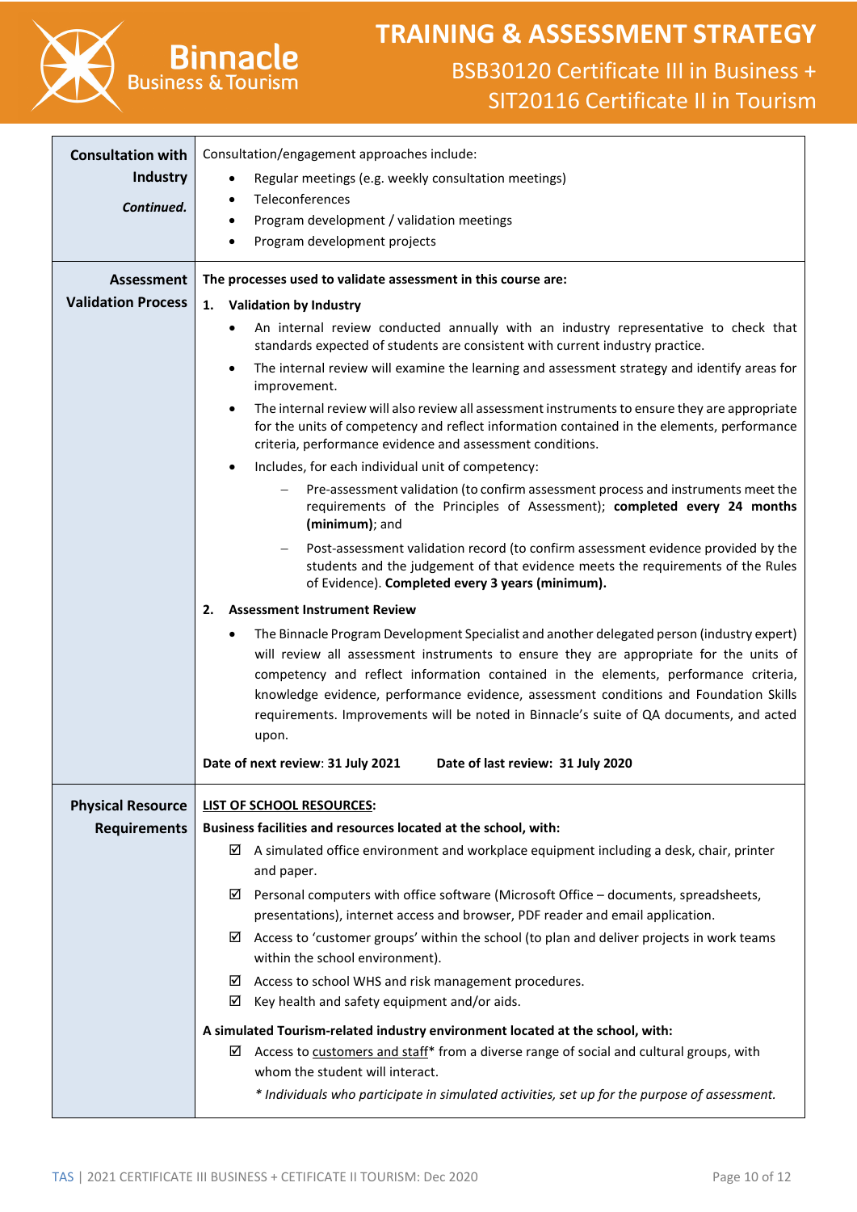| | |
|---|---|
| **Consultation with Industry** *Continued.* | Consultation/engagement approaches include:<br>• Regular meetings (e.g. weekly consultation meetings)<br>• Teleconferences<br>• Program development / validation meetings<br>• Program development projects |
| **Assessment Validation Process** | **The processes used to validate assessment in this course are:**<br>**1. Validation by Industry**<br>• An internal review conducted annually with an industry representative to check that standards expected of students are consistent with current industry practice.<br>• The internal review will examine the learning and assessment strategy and identify areas for improvement.<br>• The internal review will also review all assessment instruments to ensure they are appropriate for the units of competency and reflect information contained in the elements, performance criteria, performance evidence and assessment conditions.<br>• Includes, for each individual unit of competency:<br>– Pre-assessment validation (to confirm assessment process and instruments meet the requirements of the Principles of Assessment); **completed every 24 months (minimum)**; and<br>– Post-assessment validation record (to confirm assessment evidence provided by the students and the judgement of that evidence meets the requirements of the Rules of Evidence). **Completed every 3 years (minimum).**<br>**2. Assessment Instrument Review**<br>• The Binnacle Program Development Specialist and another delegated person (industry expert) will review all assessment instruments to ensure they are appropriate for the units of competency and reflect information contained in the elements, performance criteria, knowledge evidence, performance evidence, assessment conditions and Foundation Skills requirements. Improvements will be noted in Binnacle's suite of QA documents, and acted upon.<br>**Date of next review**: **31 July 2021** **Date of last review: 31 July 2020** |
| **Physical Resource Requirements** | **LIST OF SCHOOL RESOURCES:**<br>**Business facilities and resources located at the school, with:**<br>☑ A simulated office environment and workplace equipment including a desk, chair, printer and paper.<br>☑ Personal computers with office software (Microsoft Office – documents, spreadsheets, presentations), internet access and browser, PDF reader and email application.<br>☑ Access to 'customer groups' within the school (to plan and deliver projects in work teams within the school environment).<br>☑ Access to school WHS and risk management procedures.<br>☑ Key health and safety equipment and/or aids.<br>**A simulated Tourism-related industry environment located at the school, with:**<br>☑ Access to customers and staff* from a diverse range of social and cultural groups, with whom the student will interact.<br>*\* Individuals who participate in simulated activities, set up for the purpose of assessment.* |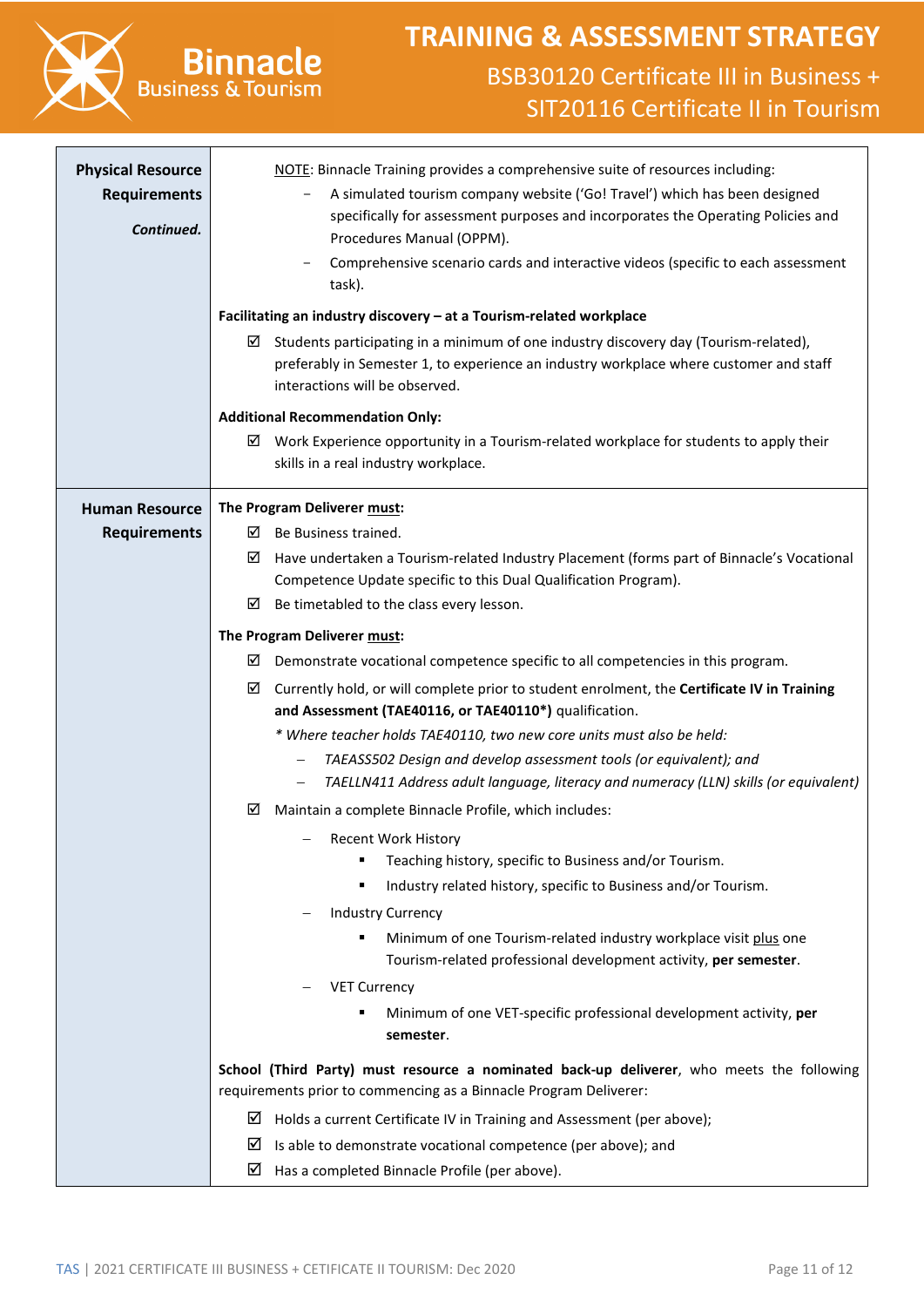| | |
|---|---|
| **Physical Resource Requirements** *Continued.* | <u>NOTE</u>: Binnacle Training provides a comprehensive suite of resources including:<br>– A simulated tourism company website ('Go! Travel') which has been designed specifically for assessment purposes and incorporates the Operating Policies and Procedures Manual (OPPM).<br>– Comprehensive scenario cards and interactive videos (specific to each assessment task).<br><br>**Facilitating an industry discovery – at a Tourism-related workplace**<br>☑ Students participating in a minimum of one industry discovery day (Tourism-related), preferably in Semester 1, to experience an industry workplace where customer and staff interactions will be observed.<br><br>**Additional Recommendation Only:**<br>☑ Work Experience opportunity in a Tourism-related workplace for students to apply their skills in a real industry workplace. |
| **Human Resource Requirements** | **The Program Deliverer <u>must</u>:**<br>☑ Be Business trained.<br>☑ Have undertaken a Tourism-related Industry Placement (forms part of Binnacle's Vocational Competence Update specific to this Dual Qualification Program).<br>☑ Be timetabled to the class every lesson.<br><br>**The Program Deliverer <u>must</u>:**<br>☑ Demonstrate vocational competence specific to all competencies in this program.<br>☑ Currently hold, or will complete prior to student enrolment, the **Certificate IV in Training and Assessment (TAE40116, or TAE40110\*)** qualification.<br>*\* Where teacher holds TAE40110, two new core units must also be held:*<br>– *TAEASS502 Design and develop assessment tools (or equivalent); and*<br>– *TAELLN411 Address adult language, literacy and numeracy (LLN) skills (or equivalent)*<br>☑ Maintain a complete Binnacle Profile, which includes:<br>– Recent Work History<br>▪ Teaching history, specific to Business and/or Tourism.<br>▪ Industry related history, specific to Business and/or Tourism.<br>– Industry Currency<br>▪ Minimum of one Tourism-related industry workplace visit <u>plus</u> one Tourism-related professional development activity, **per semester**.<br>– VET Currency<br>▪ Minimum of one VET-specific professional development activity, **per semester**.<br><br>**School (Third Party) must resource a nominated back-up deliverer**, who meets the following requirements prior to commencing as a Binnacle Program Deliverer:<br>☑ Holds a current Certificate IV in Training and Assessment (per above);<br>☑ Is able to demonstrate vocational competence (per above); and<br>☑ Has a completed Binnacle Profile (per above). |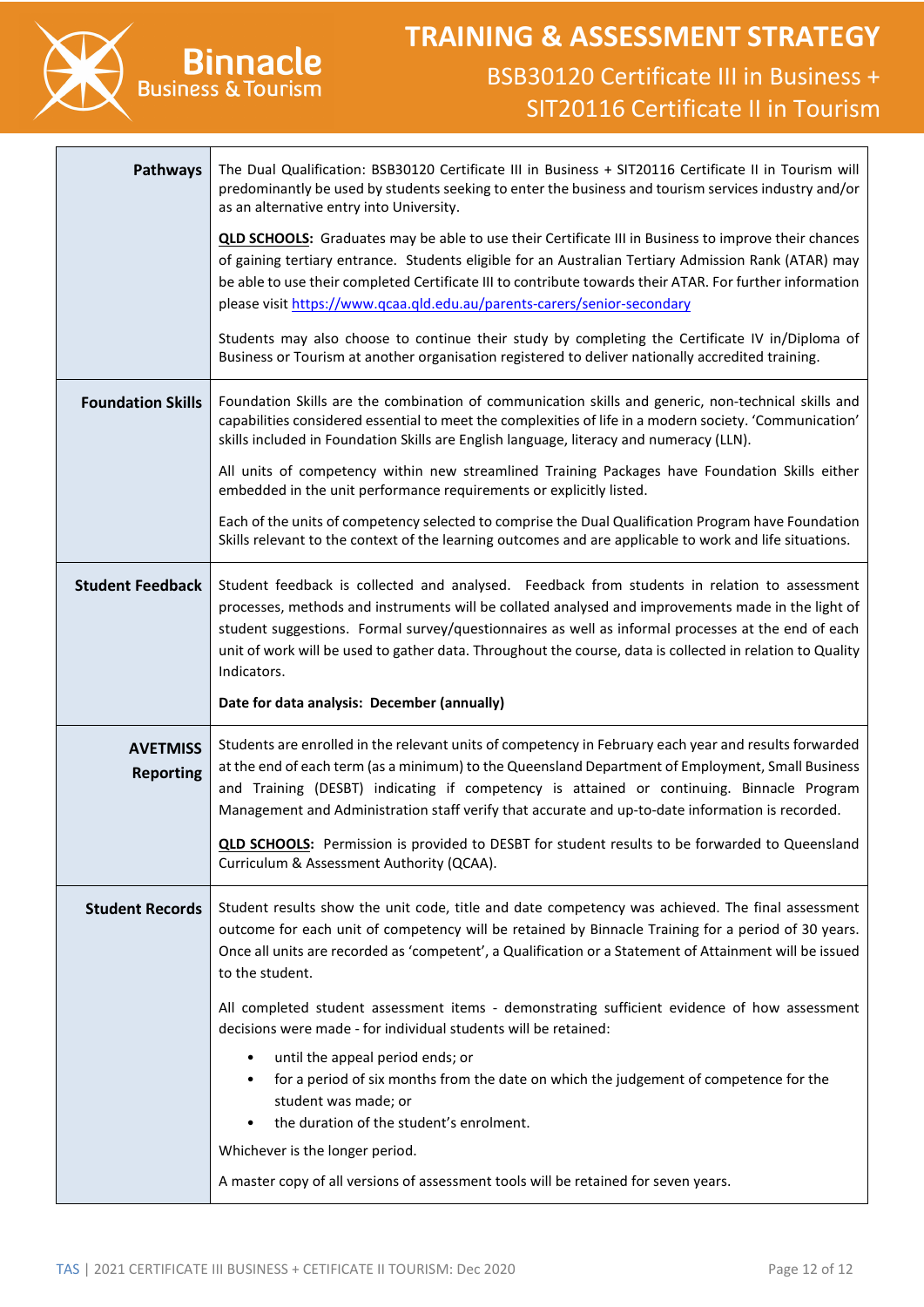| | |
|---|---|
| **Pathways** | The Dual Qualification: BSB30120 Certificate III in Business + SIT20116 Certificate II in Tourism will predominantly be used by students seeking to enter the business and tourism services industry and/or as an alternative entry into University.<br><br>**QLD SCHOOLS:** Graduates may be able to use their Certificate III in Business to improve their chances of gaining tertiary entrance. Students eligible for an Australian Tertiary Admission Rank (ATAR) may be able to use their completed Certificate III to contribute towards their ATAR. For further information please visit https://www.qcaa.qld.edu.au/parents-carers/senior-secondary<br><br>Students may also choose to continue their study by completing the Certificate IV in/Diploma of Business or Tourism at another organisation registered to deliver nationally accredited training. |
| **Foundation Skills** | Foundation Skills are the combination of communication skills and generic, non-technical skills and capabilities considered essential to meet the complexities of life in a modern society. 'Communication' skills included in Foundation Skills are English language, literacy and numeracy (LLN).<br><br>All units of competency within new streamlined Training Packages have Foundation Skills either embedded in the unit performance requirements or explicitly listed.<br><br>Each of the units of competency selected to comprise the Dual Qualification Program have Foundation Skills relevant to the context of the learning outcomes and are applicable to work and life situations. |
| **Student Feedback** | Student feedback is collected and analysed. Feedback from students in relation to assessment processes, methods and instruments will be collated analysed and improvements made in the light of student suggestions. Formal survey/questionnaires as well as informal processes at the end of each unit of work will be used to gather data. Throughout the course, data is collected in relation to Quality Indicators.<br><br>**Date for data analysis: December (annually)** |
| **AVETMISS Reporting** | Students are enrolled in the relevant units of competency in February each year and results forwarded at the end of each term (as a minimum) to the Queensland Department of Employment, Small Business and Training (DESBT) indicating if competency is attained or continuing. Binnacle Program Management and Administration staff verify that accurate and up-to-date information is recorded.<br><br>**QLD SCHOOLS:** Permission is provided to DESBT for student results to be forwarded to Queensland Curriculum & Assessment Authority (QCAA). |
| **Student Records** | Student results show the unit code, title and date competency was achieved. The final assessment outcome for each unit of competency will be retained by Binnacle Training for a period of 30 years. Once all units are recorded as 'competent', a Qualification or a Statement of Attainment will be issued to the student.<br><br>All completed student assessment items - demonstrating sufficient evidence of how assessment decisions were made - for individual students will be retained:<br>• until the appeal period ends; or<br>• for a period of six months from the date on which the judgement of competence for the student was made; or<br>• the duration of the student's enrolment.<br><br>Whichever is the longer period.<br><br>A master copy of all versions of assessment tools will be retained for seven years. |